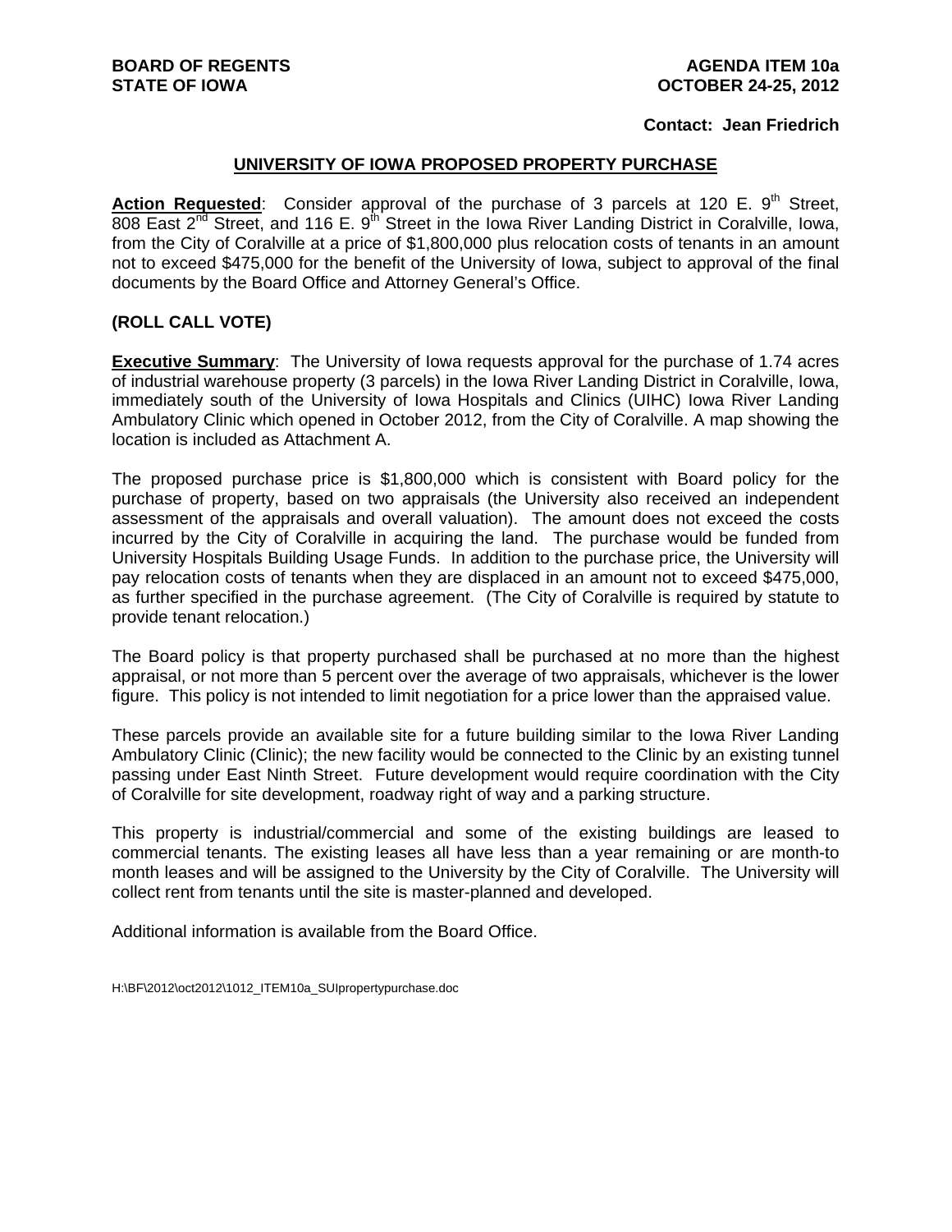**BOARD OF REGENTS**
**STATE OF IOWA**

**AGENDA ITEM 10a**
**OCTOBER 24-25, 2012**

**Contact: Jean Friedrich**

## UNIVERSITY OF IOWA PROPOSED PROPERTY PURCHASE

**Action Requested**: Consider approval of the purchase of 3 parcels at 120 E. 9th Street, 808 East 2nd Street, and 116 E. 9th Street in the Iowa River Landing District in Coralville, Iowa, from the City of Coralville at a price of $1,800,000 plus relocation costs of tenants in an amount not to exceed $475,000 for the benefit of the University of Iowa, subject to approval of the final documents by the Board Office and Attorney General's Office.

**(ROLL CALL VOTE)**

**Executive Summary**: The University of Iowa requests approval for the purchase of 1.74 acres of industrial warehouse property (3 parcels) in the Iowa River Landing District in Coralville, Iowa, immediately south of the University of Iowa Hospitals and Clinics (UIHC) Iowa River Landing Ambulatory Clinic which opened in October 2012, from the City of Coralville. A map showing the location is included as Attachment A.

The proposed purchase price is $1,800,000 which is consistent with Board policy for the purchase of property, based on two appraisals (the University also received an independent assessment of the appraisals and overall valuation). The amount does not exceed the costs incurred by the City of Coralville in acquiring the land. The purchase would be funded from University Hospitals Building Usage Funds. In addition to the purchase price, the University will pay relocation costs of tenants when they are displaced in an amount not to exceed $475,000, as further specified in the purchase agreement. (The City of Coralville is required by statute to provide tenant relocation.)

The Board policy is that property purchased shall be purchased at no more than the highest appraisal, or not more than 5 percent over the average of two appraisals, whichever is the lower figure. This policy is not intended to limit negotiation for a price lower than the appraised value.

These parcels provide an available site for a future building similar to the Iowa River Landing Ambulatory Clinic (Clinic); the new facility would be connected to the Clinic by an existing tunnel passing under East Ninth Street. Future development would require coordination with the City of Coralville for site development, roadway right of way and a parking structure.

This property is industrial/commercial and some of the existing buildings are leased to commercial tenants. The existing leases all have less than a year remaining or are month-to month leases and will be assigned to the University by the City of Coralville. The University will collect rent from tenants until the site is master-planned and developed.

Additional information is available from the Board Office.

H:\BF\2012\oct2012\1012_ITEM10a_SUIpropertypurchase.doc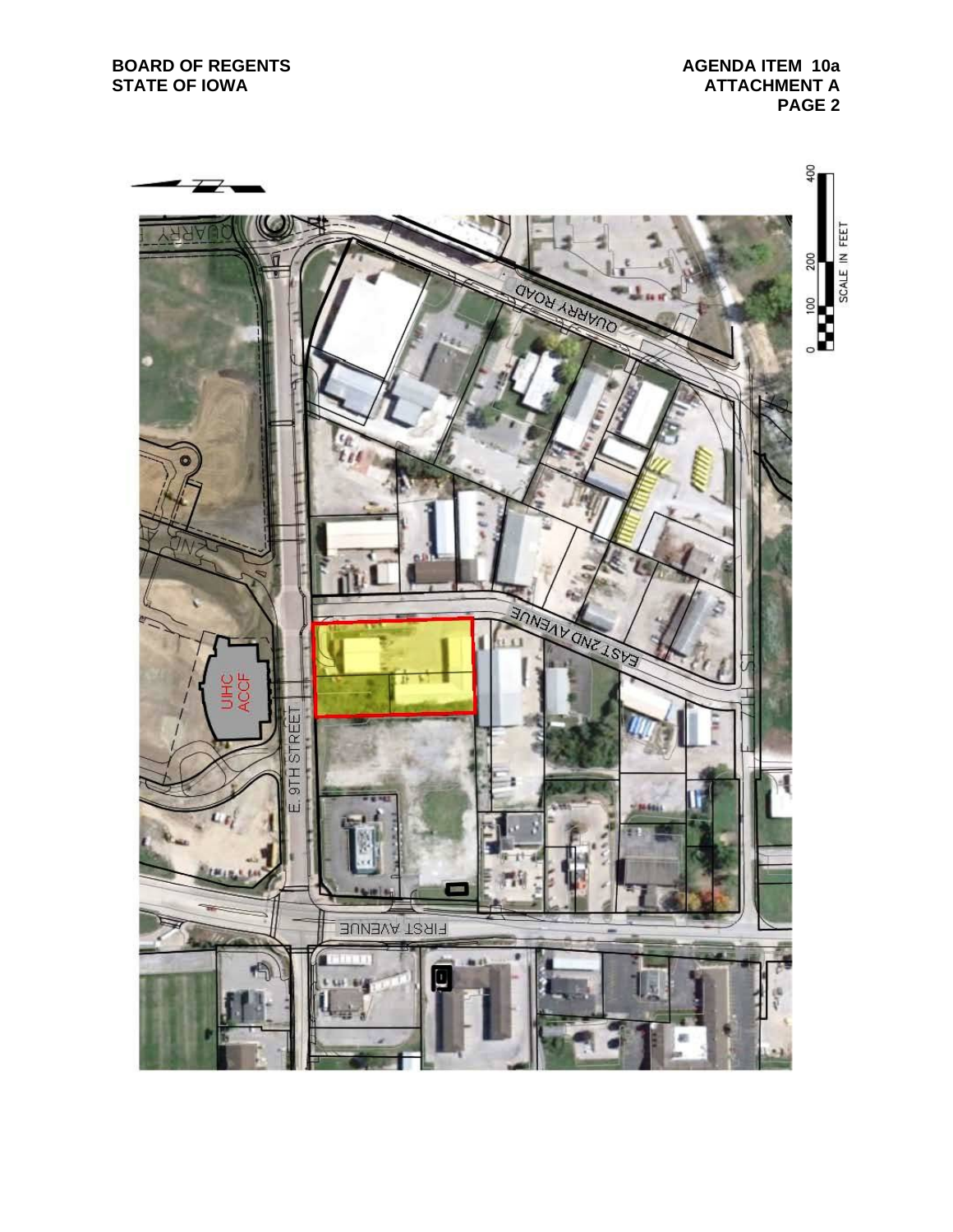BOARD OF REGENTS
STATE OF IOWA

AGENDA ITEM 10a
ATTACHMENT A
PAGE 2

0
100
200
400
SCALE IN FEET

QUARRY ROAD
EAST 2ND AVENUE
UIHC ACOF
E. 9TH STREET
FIRST AVENUE